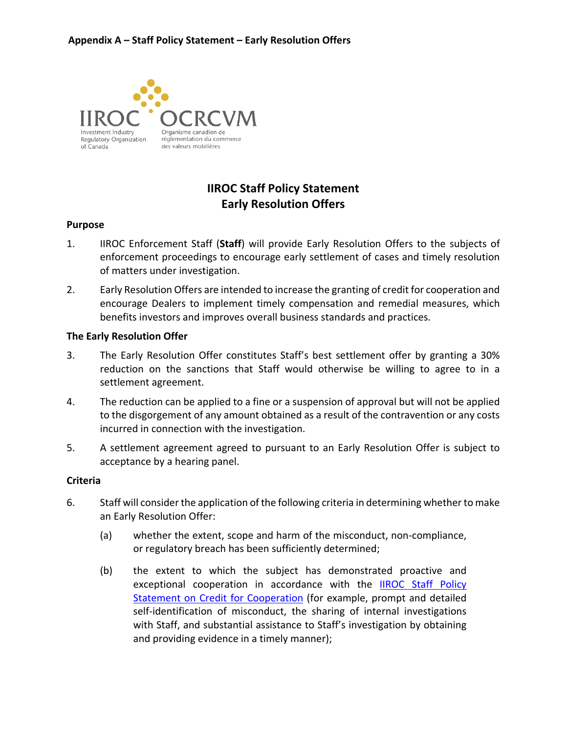**Appendix A – Staff Policy Statement – Early Resolution Offers**

IIROC OCRCVM

Investment Industry Regulatory Organization of Canada

Organisme canadien de réglementation du commerce des valeurs mobilières

# IIROC Staff Policy Statement
# Early Resolution Offers

**Purpose**

1. IIROC Enforcement Staff (**Staff**) will provide Early Resolution Offers to the subjects of enforcement proceedings to encourage early settlement of cases and timely resolution of matters under investigation.

2. Early Resolution Offers are intended to increase the granting of credit for cooperation and encourage Dealers to implement timely compensation and remedial measures, which benefits investors and improves overall business standards and practices.

**The Early Resolution Offer**

3. The Early Resolution Offer constitutes Staff's best settlement offer by granting a 30% reduction on the sanctions that Staff would otherwise be willing to agree to in a settlement agreement.

4. The reduction can be applied to a fine or a suspension of approval but will not be applied to the disgorgement of any amount obtained as a result of the contravention or any costs incurred in connection with the investigation.

5. A settlement agreement agreed to pursuant to an Early Resolution Offer is subject to acceptance by a hearing panel.

**Criteria**

6. Staff will consider the application of the following criteria in determining whether to make an Early Resolution Offer:

   (a) whether the extent, scope and harm of the misconduct, non-compliance, or regulatory breach has been sufficiently determined;

   (b) the extent to which the subject has demonstrated proactive and exceptional cooperation in accordance with the IIROC Staff Policy Statement on Credit for Cooperation (for example, prompt and detailed self-identification of misconduct, the sharing of internal investigations with Staff, and substantial assistance to Staff's investigation by obtaining and providing evidence in a timely manner);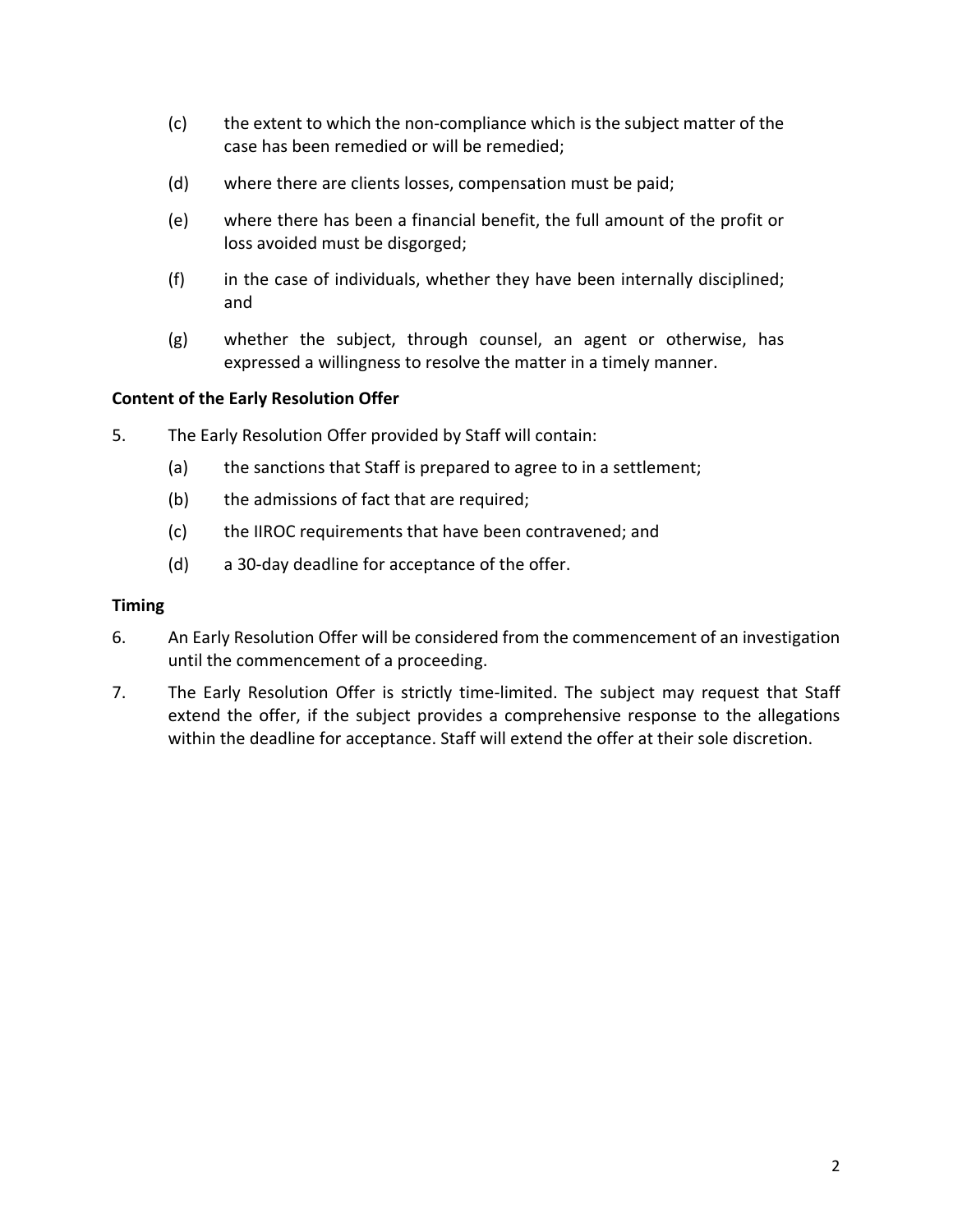(c) the extent to which the non-compliance which is the subject matter of the case has been remedied or will be remedied;

(d) where there are clients losses, compensation must be paid;

(e) where there has been a financial benefit, the full amount of the profit or loss avoided must be disgorged;

(f) in the case of individuals, whether they have been internally disciplined; and

(g) whether the subject, through counsel, an agent or otherwise, has expressed a willingness to resolve the matter in a timely manner.

**Content of the Early Resolution Offer**

5. The Early Resolution Offer provided by Staff will contain:

   (a) the sanctions that Staff is prepared to agree to in a settlement;

   (b) the admissions of fact that are required;

   (c) the IIROC requirements that have been contravened; and

   (d) a 30-day deadline for acceptance of the offer.

**Timing**

6. An Early Resolution Offer will be considered from the commencement of an investigation until the commencement of a proceeding.

7. The Early Resolution Offer is strictly time-limited. The subject may request that Staff extend the offer, if the subject provides a comprehensive response to the allegations within the deadline for acceptance. Staff will extend the offer at their sole discretion.